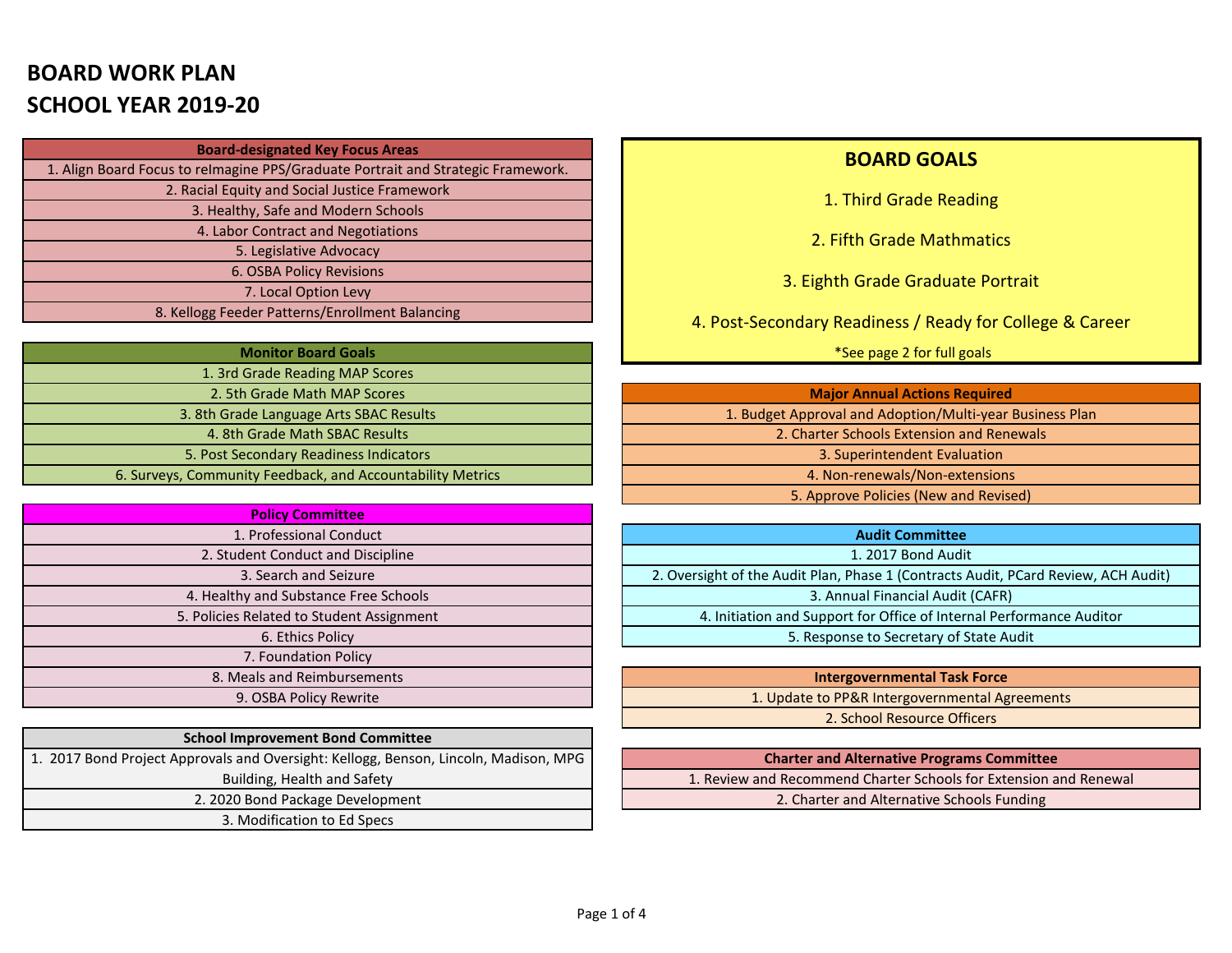# BOARD WORK PLAN
# SCHOOL YEAR 2019-20

| Board-designated Key Focus Areas |
|---|
| 1. Align Board Focus to reImagine PPS/Graduate Portrait and Strategic Framework. |
| 2. Racial Equity and Social Justice Framework |
| 3. Healthy, Safe and Modern Schools |
| 4. Labor Contract and Negotiations |
| 5. Legislative Advocacy |
| 6. OSBA Policy Revisions |
| 7. Local Option Levy |
| 8. Kellogg Feeder Patterns/Enrollment Balancing |

| Monitor Board Goals |
|---|
| 1. 3rd Grade Reading MAP Scores |
| 2. 5th Grade Math MAP Scores |
| 3. 8th Grade Language Arts SBAC Results |
| 4. 8th Grade Math SBAC Results |
| 5. Post Secondary Readiness Indicators |
| 6. Surveys, Community Feedback, and Accountability Metrics |

| Policy Committee |
|---|
| 1. Professional Conduct |
| 2. Student Conduct and Discipline |
| 3. Search and Seizure |
| 4. Healthy and Substance Free Schools |
| 5. Policies Related to Student Assignment |
| 6. Ethics Policy |
| 7. Foundation Policy |
| 8. Meals and Reimbursements |
| 9. OSBA Policy Rewrite |

| School Improvement Bond Committee |
|---|
| 1. 2017 Bond Project Approvals and Oversight: Kellogg, Benson, Lincoln, Madison, MPG Building, Health and Safety |
| 2. 2020 Bond Package Development |
| 3. Modification to Ed Specs |

## BOARD GOALS

1. Third Grade Reading

2. Fifth Grade Mathmatics

3. Eighth Grade Graduate Portrait

4. Post-Secondary Readiness / Ready for College & Career

*See page 2 for full goals

| Major Annual Actions Required |
|---|
| 1. Budget Approval and Adoption/Multi-year Business Plan |
| 2. Charter Schools Extension and Renewals |
| 3. Superintendent Evaluation |
| 4. Non-renewals/Non-extensions |
| 5. Approve Policies (New and Revised) |

| Audit Committee |
|---|
| 1. 2017 Bond Audit |
| 2. Oversight of the Audit Plan, Phase 1 (Contracts Audit, PCard Review, ACH Audit) |
| 3. Annual Financial Audit (CAFR) |
| 4. Initiation and Support for Office of Internal Performance Auditor |
| 5. Response to Secretary of State Audit |

| Intergovernmental Task Force |
|---|
| 1. Update to PP&R Intergovernmental Agreements |
| 2. School Resource Officers |

| Charter and Alternative Programs Committee |
|---|
| 1. Review and Recommend Charter Schools for Extension and Renewal |
| 2. Charter and Alternative Schools Funding |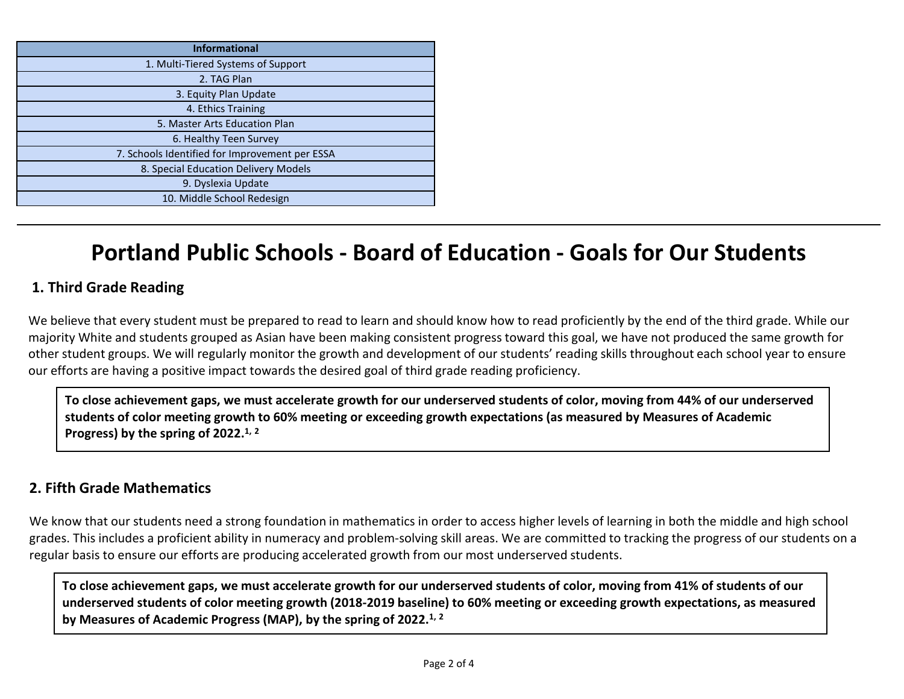| Informational |
| --- |
| 1. Multi-Tiered Systems of Support |
| 2. TAG Plan |
| 3. Equity Plan Update |
| 4. Ethics Training |
| 5. Master Arts Education Plan |
| 6. Healthy Teen Survey |
| 7. Schools Identified for Improvement per ESSA |
| 8. Special Education Delivery Models |
| 9. Dyslexia Update |
| 10. Middle School Redesign |

---

# Portland Public Schools - Board of Education - Goals for Our Students

## 1. Third Grade Reading

We believe that every student must be prepared to read to learn and should know how to read proficiently by the end of the third grade. While our majority White and students grouped as Asian have been making consistent progress toward this goal, we have not produced the same growth for other student groups. We will regularly monitor the growth and development of our students' reading skills throughout each school year to ensure our efforts are having a positive impact towards the desired goal of third grade reading proficiency.

**To close achievement gaps, we must accelerate growth for our underserved students of color, moving from 44% of our underserved students of color meeting growth to 60% meeting or exceeding growth expectations (as measured by Measures of Academic Progress) by the spring of 2022.[1, 2]**

## 2. Fifth Grade Mathematics

We know that our students need a strong foundation in mathematics in order to access higher levels of learning in both the middle and high school grades. This includes a proficient ability in numeracy and problem-solving skill areas. We are committed to tracking the progress of our students on a regular basis to ensure our efforts are producing accelerated growth from our most underserved students.

**To close achievement gaps, we must accelerate growth for our underserved students of color, moving from 41% of students of our underserved students of color meeting growth (2018-2019 baseline) to 60% meeting or exceeding growth expectations, as measured by Measures of Academic Progress (MAP), by the spring of 2022.[1, 2]**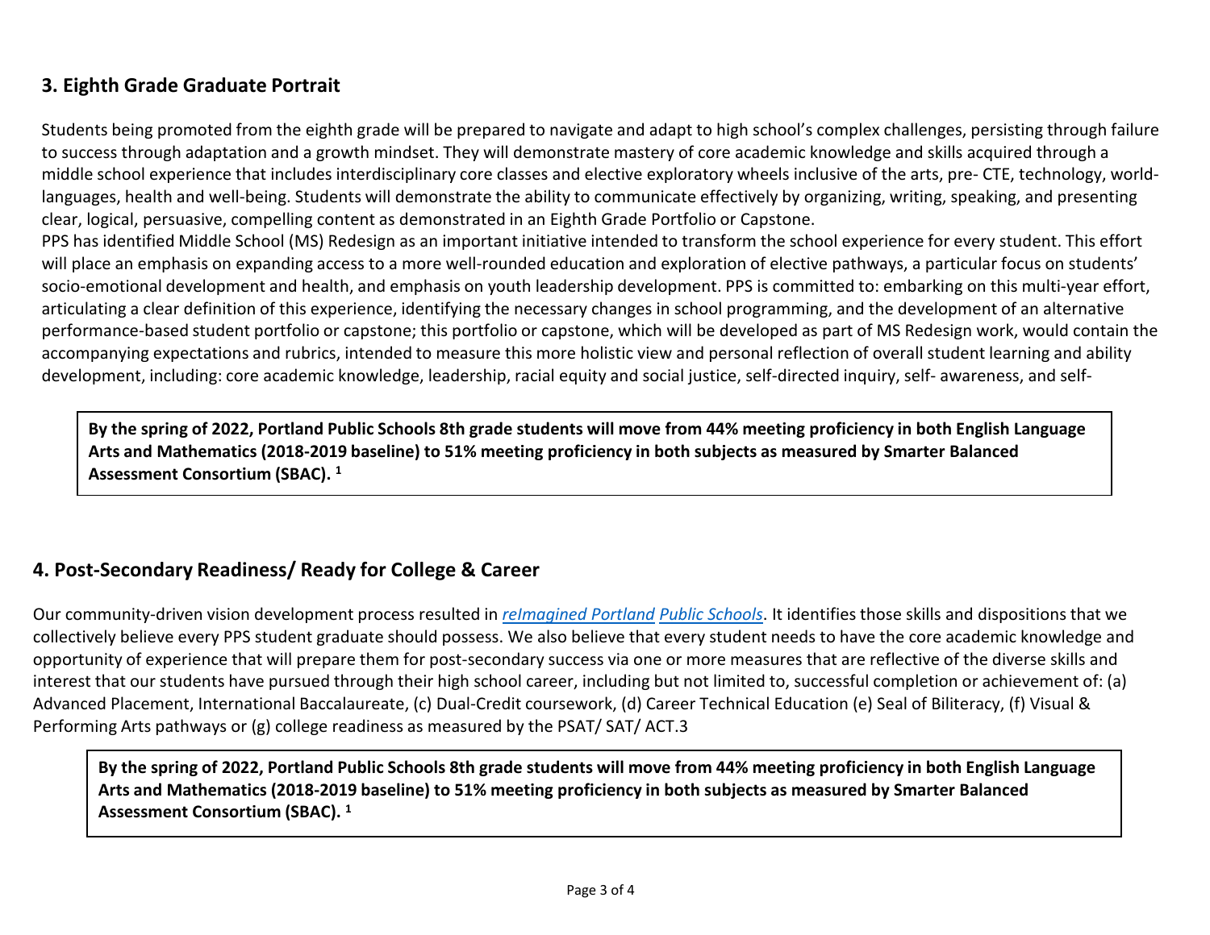## 3. Eighth Grade Graduate Portrait

Students being promoted from the eighth grade will be prepared to navigate and adapt to high school's complex challenges, persisting through failure to success through adaptation and a growth mindset. They will demonstrate mastery of core academic knowledge and skills acquired through a middle school experience that includes interdisciplinary core classes and elective exploratory wheels inclusive of the arts, pre- CTE, technology, world-languages, health and well-being. Students will demonstrate the ability to communicate effectively by organizing, writing, speaking, and presenting clear, logical, persuasive, compelling content as demonstrated in an Eighth Grade Portfolio or Capstone.

PPS has identified Middle School (MS) Redesign as an important initiative intended to transform the school experience for every student. This effort will place an emphasis on expanding access to a more well-rounded education and exploration of elective pathways, a particular focus on students' socio-emotional development and health, and emphasis on youth leadership development. PPS is committed to: embarking on this multi-year effort, articulating a clear definition of this experience, identifying the necessary changes in school programming, and the development of an alternative performance-based student portfolio or capstone; this portfolio or capstone, which will be developed as part of MS Redesign work, would contain the accompanying expectations and rubrics, intended to measure this more holistic view and personal reflection of overall student learning and ability development, including: core academic knowledge, leadership, racial equity and social justice, self-directed inquiry, self- awareness, and self-

**By the spring of 2022, Portland Public Schools 8th grade students will move from 44% meeting proficiency in both English Language Arts and Mathematics (2018-2019 baseline) to 51% meeting proficiency in both subjects as measured by Smarter Balanced Assessment Consortium (SBAC).** [1]

## 4. Post-Secondary Readiness/ Ready for College & Career

Our community-driven vision development process resulted in *reImagined Portland Public Schools*. It identifies those skills and dispositions that we collectively believe every PPS student graduate should possess. We also believe that every student needs to have the core academic knowledge and opportunity of experience that will prepare them for post-secondary success via one or more measures that are reflective of the diverse skills and interest that our students have pursued through their high school career, including but not limited to, successful completion or achievement of: (a) Advanced Placement, International Baccalaureate, (c) Dual-Credit coursework, (d) Career Technical Education (e) Seal of Biliteracy, (f) Visual & Performing Arts pathways or (g) college readiness as measured by the PSAT/ SAT/ ACT.3

**By the spring of 2022, Portland Public Schools 8th grade students will move from 44% meeting proficiency in both English Language Arts and Mathematics (2018-2019 baseline) to 51% meeting proficiency in both subjects as measured by Smarter Balanced Assessment Consortium (SBAC).** [1]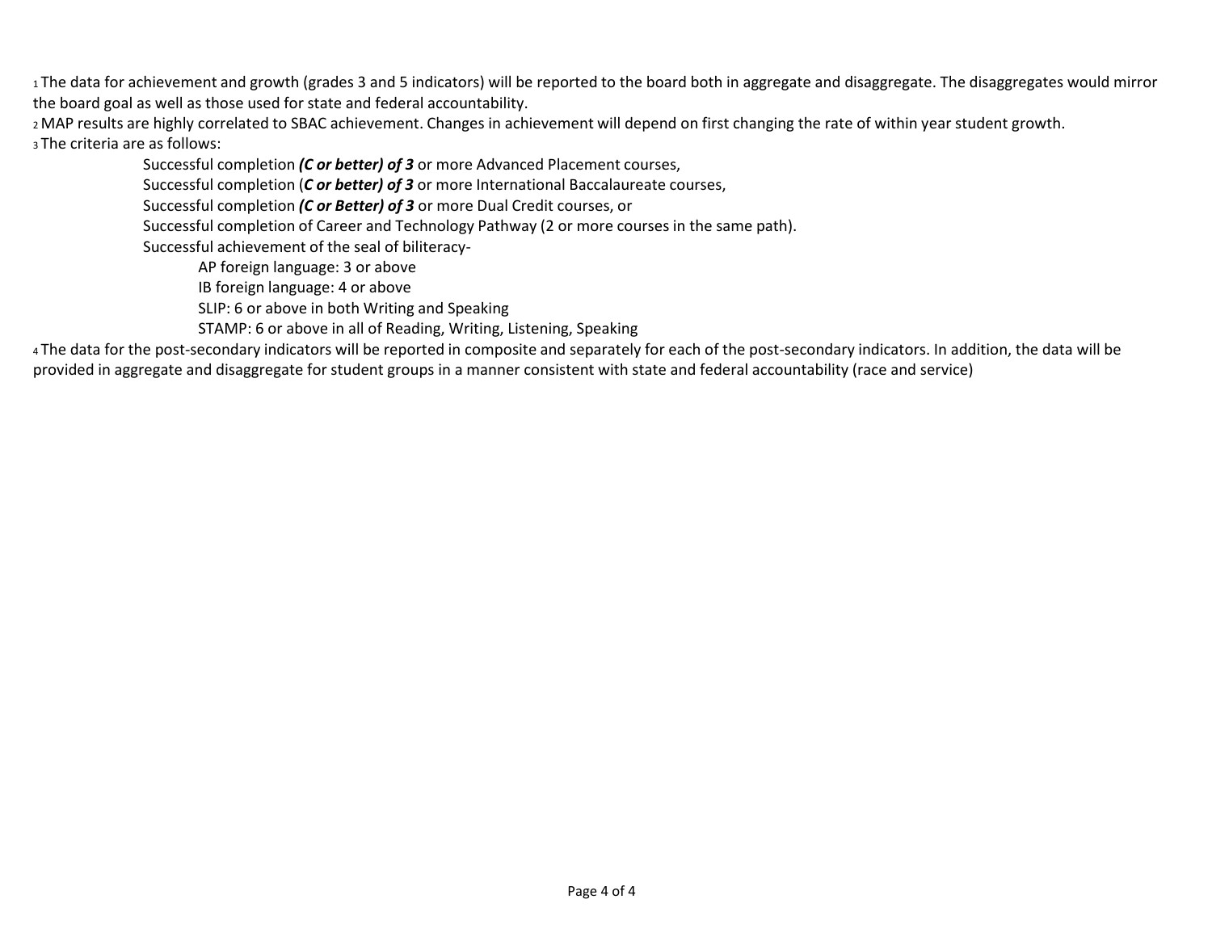[1] The data for achievement and growth (grades 3 and 5 indicators) will be reported to the board both in aggregate and disaggregate. The disaggregates would mirror the board goal as well as those used for state and federal accountability.

[2] MAP results are highly correlated to SBAC achievement. Changes in achievement will depend on first changing the rate of within year student growth.

[3] The criteria are as follows:

- Successful completion ***(C or better) of 3*** or more Advanced Placement courses,
- Successful completion (***C or better) of 3*** or more International Baccalaureate courses,
- Successful completion ***(C or Better) of 3*** or more Dual Credit courses, or
- Successful completion of Career and Technology Pathway (2 or more courses in the same path).
- Successful achievement of the seal of biliteracy-
  - AP foreign language: 3 or above
  - IB foreign language: 4 or above
  - SLIP: 6 or above in both Writing and Speaking
  - STAMP: 6 or above in all of Reading, Writing, Listening, Speaking

[4] The data for the post-secondary indicators will be reported in composite and separately for each of the post-secondary indicators. In addition, the data will be provided in aggregate and disaggregate for student groups in a manner consistent with state and federal accountability (race and service)